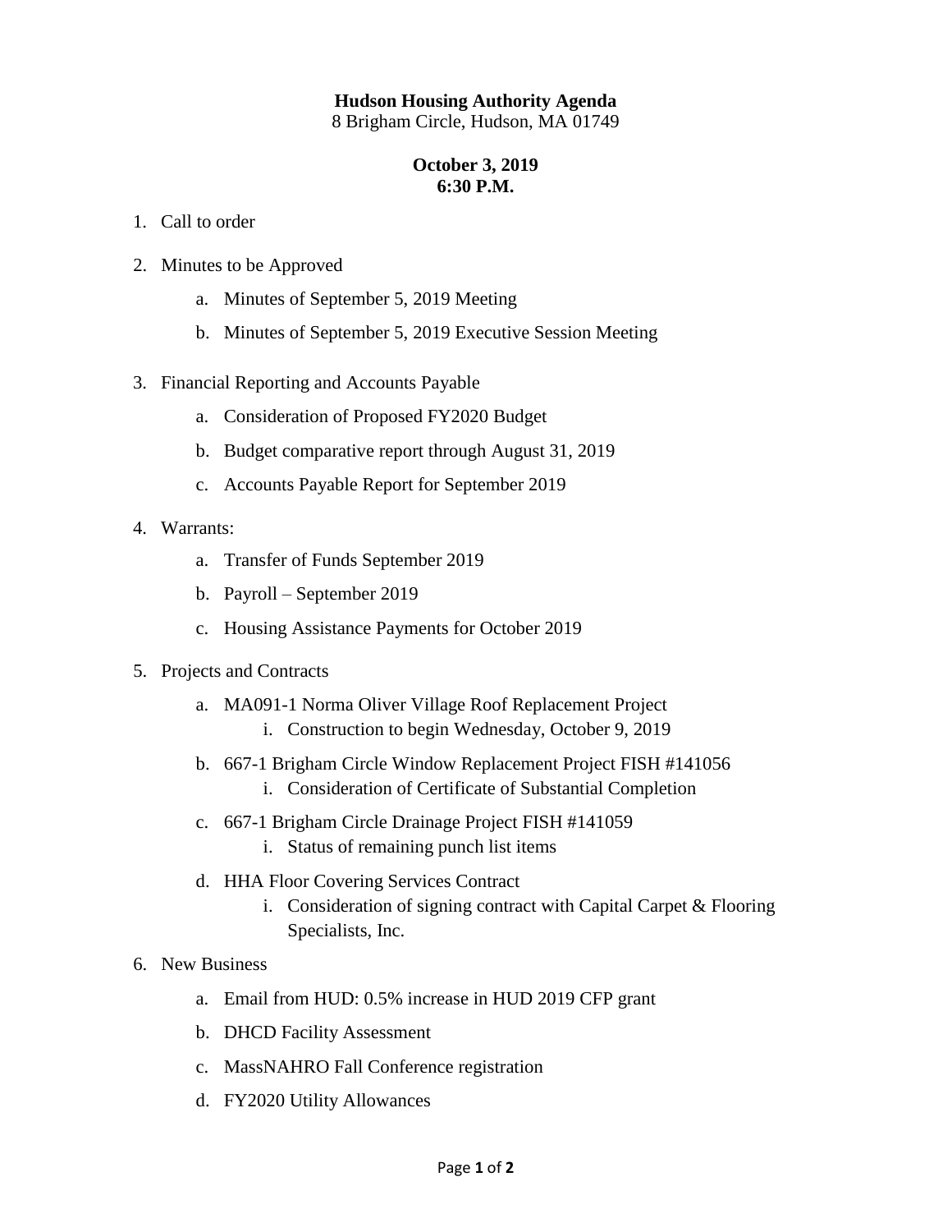# Hudson Housing Authority Agenda

8 Brigham Circle, Hudson, MA 01749

**October 3, 2019**
**6:30 P.M.**

1. Call to order

2. Minutes to be Approved
   a. Minutes of September 5, 2019 Meeting
   b. Minutes of September 5, 2019 Executive Session Meeting

3. Financial Reporting and Accounts Payable
   a. Consideration of Proposed FY2020 Budget
   b. Budget comparative report through August 31, 2019
   c. Accounts Payable Report for September 2019

4. Warrants:
   a. Transfer of Funds September 2019
   b. Payroll – September 2019
   c. Housing Assistance Payments for October 2019

5. Projects and Contracts
   a. MA091-1 Norma Oliver Village Roof Replacement Project
      i. Construction to begin Wednesday, October 9, 2019
   b. 667-1 Brigham Circle Window Replacement Project FISH #141056
      i. Consideration of Certificate of Substantial Completion
   c. 667-1 Brigham Circle Drainage Project FISH #141059
      i. Status of remaining punch list items
   d. HHA Floor Covering Services Contract
      i. Consideration of signing contract with Capital Carpet & Flooring Specialists, Inc.

6. New Business
   a. Email from HUD: 0.5% increase in HUD 2019 CFP grant
   b. DHCD Facility Assessment
   c. MassNAHRO Fall Conference registration
   d. FY2020 Utility Allowances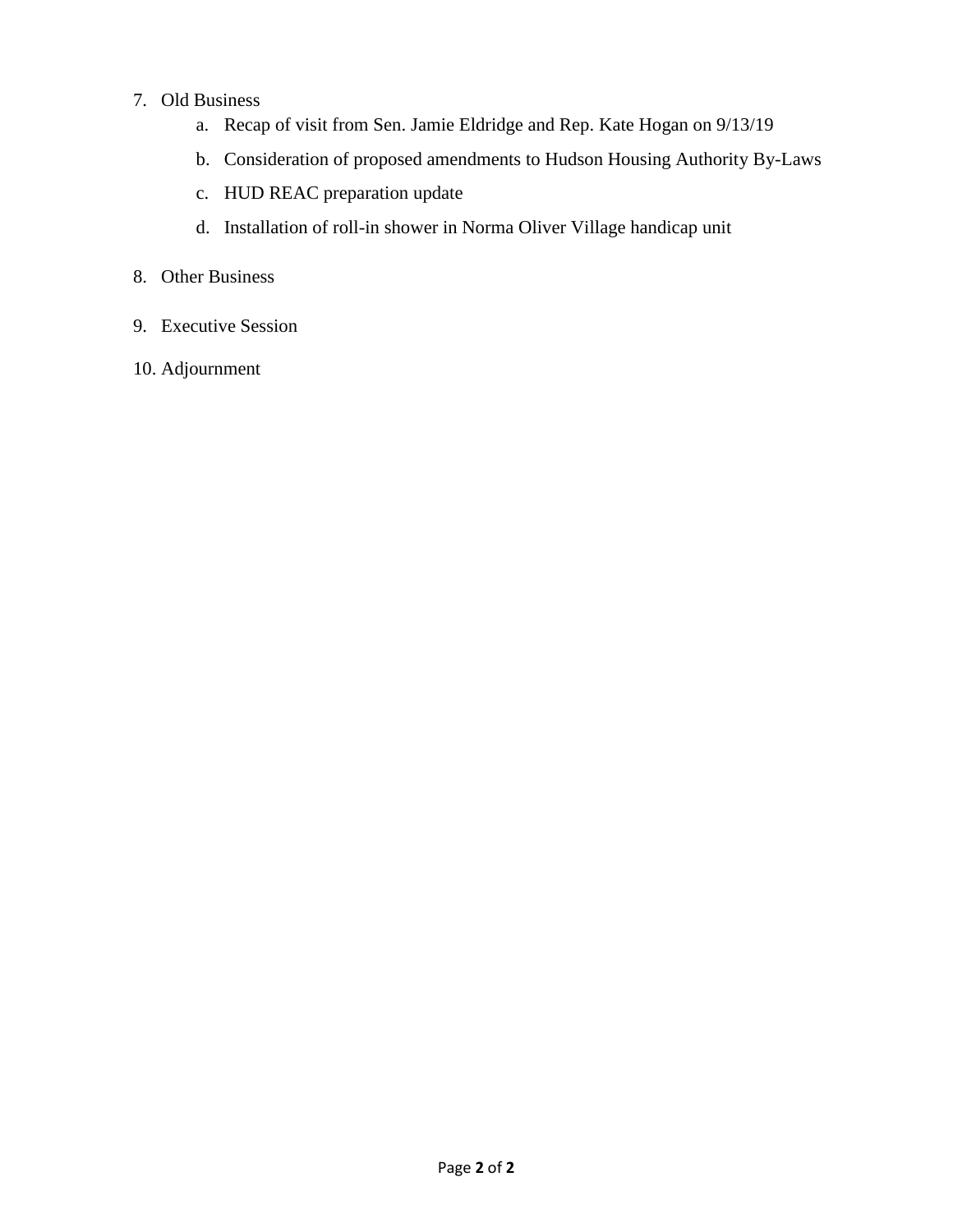7. Old Business
    a. Recap of visit from Sen. Jamie Eldridge and Rep. Kate Hogan on 9/13/19
    b. Consideration of proposed amendments to Hudson Housing Authority By-Laws
    c. HUD REAC preparation update
    d. Installation of roll-in shower in Norma Oliver Village handicap unit
8. Other Business
9. Executive Session
10. Adjournment